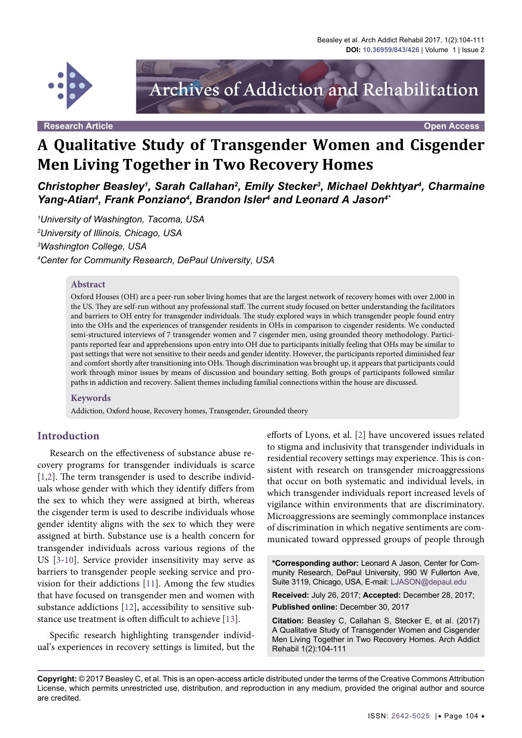Research Article | Open Access

# A Qualitative Study of Transgender Women and Cisgender Men Living Together in Two Recovery Homes

***Christopher Beasley[1], Sarah Callahan[2], Emily Stecker[3], Michael Dekhtyar[4], Charmaine Yang-Atian[4], Frank Ponziano[4], Brandon Isler[4] and Leonard A Jason[4*]***

*[1]University of Washington, Tacoma, USA*

*[2]University of Illinois, Chicago, USA*

*[3]Washington College, USA*

*[4]Center for Community Research, DePaul University, USA*

## Abstract

Oxford Houses (OH) are a peer-run sober living homes that are the largest network of recovery homes with over 2,000 in the US. They are self-run without any professional staff. The current study focused on better understanding the facilitators and barriers to OH entry for transgender individuals. The study explored ways in which transgender people found entry into the OHs and the experiences of transgender residents in OHs in comparison to cisgender residents. We conducted semi-structured interviews of 7 transgender women and 7 cisgender men, using grounded theory methodology. Participants reported fear and apprehensions upon entry into OH due to participants initially feeling that OHs may be similar to past settings that were not sensitive to their needs and gender identity. However, the participants reported diminished fear and comfort shortly after transitioning into OHs. Though discrimination was brought up, it appears that participants could work through minor issues by means of discussion and boundary setting. Both groups of participants followed similar paths in addiction and recovery. Salient themes including familial connections within the house are discussed.

## Keywords

Addiction, Oxford house, Recovery homes, Transgender, Grounded theory

## Introduction

Research on the effectiveness of substance abuse recovery programs for transgender individuals is scarce [1,2]. The term transgender is used to describe individuals whose gender with which they identify differs from the sex to which they were assigned at birth, whereas the cisgender term is used to describe individuals whose gender identity aligns with the sex to which they were assigned at birth. Substance use is a health concern for transgender individuals across various regions of the US [3-10]. Service provider insensitivity may serve as barriers to transgender people seeking service and provision for their addictions [11]. Among the few studies that have focused on transgender men and women with substance addictions [12], accessibility to sensitive substance use treatment is often difficult to achieve [13].

Specific research highlighting transgender individual's experiences in recovery settings is limited, but the efforts of Lyons, et al. [2] have uncovered issues related to stigma and inclusivity that transgender individuals in residential recovery settings may experience. This is consistent with research on transgender microaggressions that occur on both systematic and individual levels, in which transgender individuals report increased levels of vigilance within environments that are discriminatory. Microaggressions are seemingly commonplace instances of discrimination in which negative sentiments are communicated toward oppressed groups of people through

**\*Corresponding author:** Leonard A Jason, Center for Community Research, DePaul University, 990 W Fullerton Ave, Suite 3119, Chicago, USA, E-mail: LJASON@depaul.edu

**Received:** July 26, 2017; **Accepted:** December 28, 2017; **Published online:** December 30, 2017

**Citation:** Beasley C, Callahan S, Stecker E, et al. (2017) A Qualitative Study of Transgender Women and Cisgender Men Living Together in Two Recovery Homes. Arch Addict Rehabil 1(2):104-111

**Copyright:** © 2017 Beasley C, et al. This is an open-access article distributed under the terms of the Creative Commons Attribution License, which permits unrestricted use, distribution, and reproduction in any medium, provided the original author and source are credited.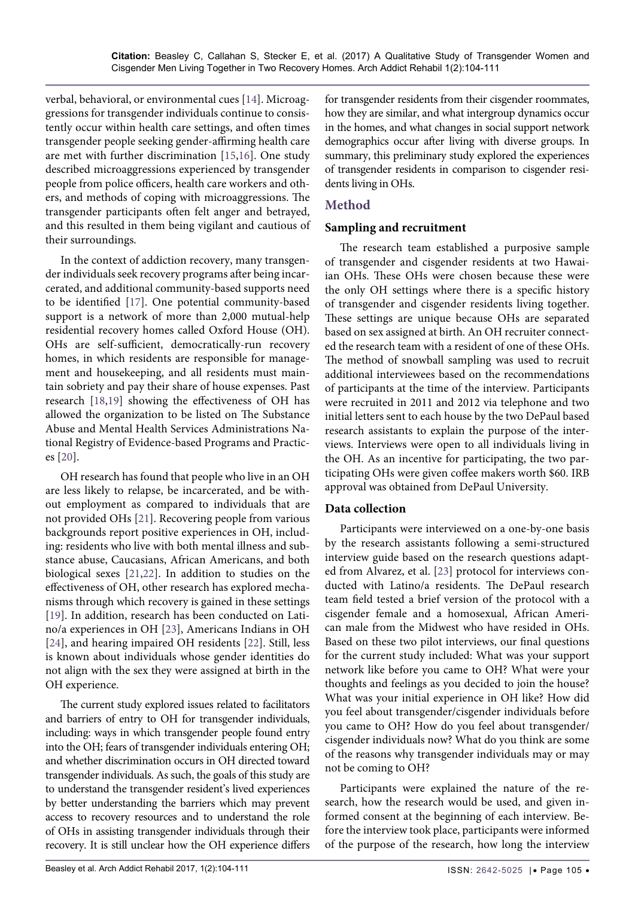verbal, behavioral, or environmental cues [14]. Microaggressions for transgender individuals continue to consistently occur within health care settings, and often times transgender people seeking gender-affirming health care are met with further discrimination [15,16]. One study described microaggressions experienced by transgender people from police officers, health care workers and others, and methods of coping with microaggressions. The transgender participants often felt anger and betrayed, and this resulted in them being vigilant and cautious of their surroundings.

In the context of addiction recovery, many transgender individuals seek recovery programs after being incarcerated, and additional community-based supports need to be identified [17]. One potential community-based support is a network of more than 2,000 mutual-help residential recovery homes called Oxford House (OH). OHs are self-sufficient, democratically-run recovery homes, in which residents are responsible for management and housekeeping, and all residents must maintain sobriety and pay their share of house expenses. Past research [18,19] showing the effectiveness of OH has allowed the organization to be listed on The Substance Abuse and Mental Health Services Administrations National Registry of Evidence-based Programs and Practices [20].

OH research has found that people who live in an OH are less likely to relapse, be incarcerated, and be without employment as compared to individuals that are not provided OHs [21]. Recovering people from various backgrounds report positive experiences in OH, including: residents who live with both mental illness and substance abuse, Caucasians, African Americans, and both biological sexes [21,22]. In addition to studies on the effectiveness of OH, other research has explored mechanisms through which recovery is gained in these settings [19]. In addition, research has been conducted on Latino/a experiences in OH [23], Americans Indians in OH [24], and hearing impaired OH residents [22]. Still, less is known about individuals whose gender identities do not align with the sex they were assigned at birth in the OH experience.

The current study explored issues related to facilitators and barriers of entry to OH for transgender individuals, including: ways in which transgender people found entry into the OH; fears of transgender individuals entering OH; and whether discrimination occurs in OH directed toward transgender individuals. As such, the goals of this study are to understand the transgender resident's lived experiences by better understanding the barriers which may prevent access to recovery resources and to understand the role of OHs in assisting transgender individuals through their recovery. It is still unclear how the OH experience differs for transgender residents from their cisgender roommates, how they are similar, and what intergroup dynamics occur in the homes, and what changes in social support network demographics occur after living with diverse groups. In summary, this preliminary study explored the experiences of transgender residents in comparison to cisgender residents living in OHs.

## Method

### Sampling and recruitment

The research team established a purposive sample of transgender and cisgender residents at two Hawaiian OHs. These OHs were chosen because these were the only OH settings where there is a specific history of transgender and cisgender residents living together. These settings are unique because OHs are separated based on sex assigned at birth. An OH recruiter connected the research team with a resident of one of these OHs. The method of snowball sampling was used to recruit additional interviewees based on the recommendations of participants at the time of the interview. Participants were recruited in 2011 and 2012 via telephone and two initial letters sent to each house by the two DePaul based research assistants to explain the purpose of the interviews. Interviews were open to all individuals living in the OH. As an incentive for participating, the two participating OHs were given coffee makers worth $60. IRB approval was obtained from DePaul University.

### Data collection

Participants were interviewed on a one-by-one basis by the research assistants following a semi-structured interview guide based on the research questions adapted from Alvarez, et al. [23] protocol for interviews conducted with Latino/a residents. The DePaul research team field tested a brief version of the protocol with a cisgender female and a homosexual, African American male from the Midwest who have resided in OHs. Based on these two pilot interviews, our final questions for the current study included: What was your support network like before you came to OH? What were your thoughts and feelings as you decided to join the house? What was your initial experience in OH like? How did you feel about transgender/cisgender individuals before you came to OH? How do you feel about transgender/cisgender individuals now? What do you think are some of the reasons why transgender individuals may or may not be coming to OH?

Participants were explained the nature of the research, how the research would be used, and given informed consent at the beginning of each interview. Before the interview took place, participants were informed of the purpose of the research, how long the interview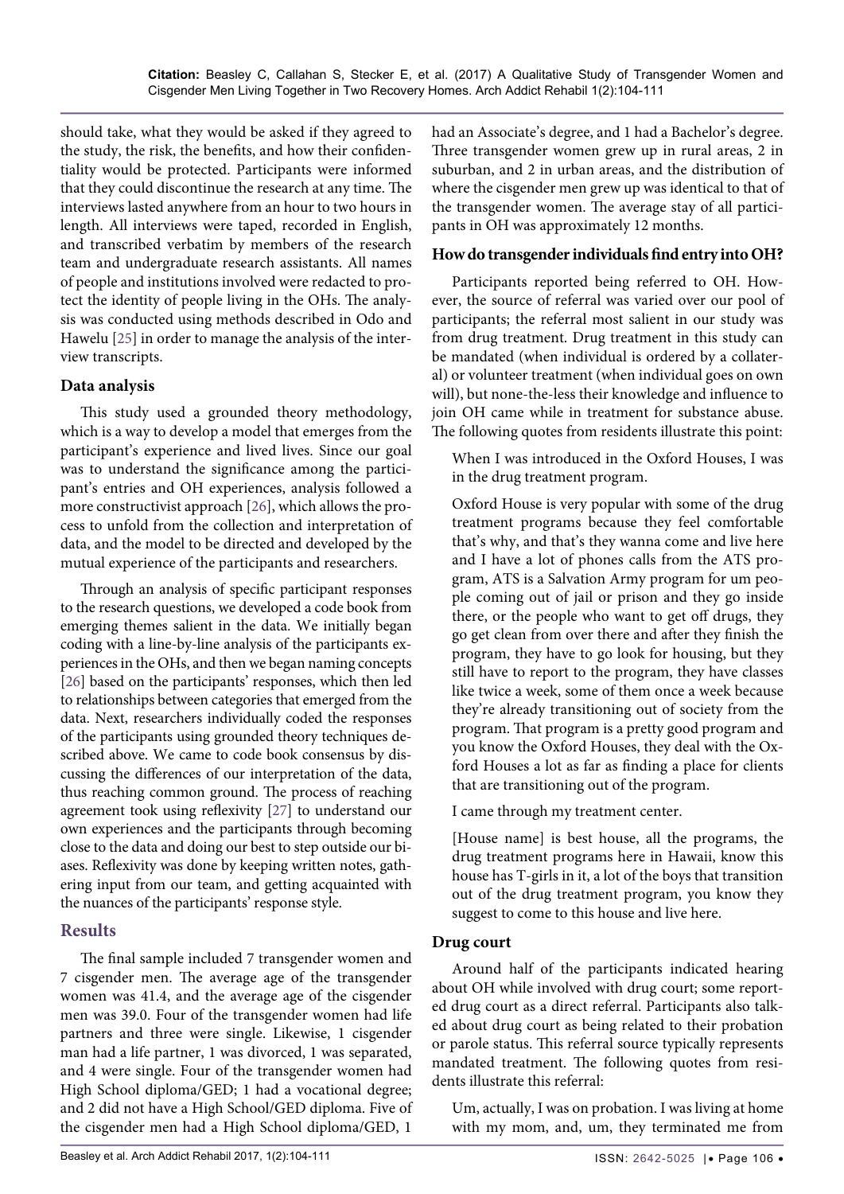should take, what they would be asked if they agreed to the study, the risk, the benefits, and how their confidentiality would be protected. Participants were informed that they could discontinue the research at any time. The interviews lasted anywhere from an hour to two hours in length. All interviews were taped, recorded in English, and transcribed verbatim by members of the research team and undergraduate research assistants. All names of people and institutions involved were redacted to protect the identity of people living in the OHs. The analysis was conducted using methods described in Odo and Hawelu [25] in order to manage the analysis of the interview transcripts.

### Data analysis

This study used a grounded theory methodology, which is a way to develop a model that emerges from the participant's experience and lived lives. Since our goal was to understand the significance among the participant's entries and OH experiences, analysis followed a more constructivist approach [26], which allows the process to unfold from the collection and interpretation of data, and the model to be directed and developed by the mutual experience of the participants and researchers.

Through an analysis of specific participant responses to the research questions, we developed a code book from emerging themes salient in the data. We initially began coding with a line-by-line analysis of the participants experiences in the OHs, and then we began naming concepts [26] based on the participants' responses, which then led to relationships between categories that emerged from the data. Next, researchers individually coded the responses of the participants using grounded theory techniques described above. We came to code book consensus by discussing the differences of our interpretation of the data, thus reaching common ground. The process of reaching agreement took using reflexivity [27] to understand our own experiences and the participants through becoming close to the data and doing our best to step outside our biases. Reflexivity was done by keeping written notes, gathering input from our team, and getting acquainted with the nuances of the participants' response style.

## Results

The final sample included 7 transgender women and 7 cisgender men. The average age of the transgender women was 41.4, and the average age of the cisgender men was 39.0. Four of the transgender women had life partners and three were single. Likewise, 1 cisgender man had a life partner, 1 was divorced, 1 was separated, and 4 were single. Four of the transgender women had High School diploma/GED; 1 had a vocational degree; and 2 did not have a High School/GED diploma. Five of the cisgender men had a High School diploma/GED, 1 had an Associate's degree, and 1 had a Bachelor's degree. Three transgender women grew up in rural areas, 2 in suburban, and 2 in urban areas, and the distribution of where the cisgender men grew up was identical to that of the transgender women. The average stay of all participants in OH was approximately 12 months.

### How do transgender individuals find entry into OH?

Participants reported being referred to OH. However, the source of referral was varied over our pool of participants; the referral most salient in our study was from drug treatment. Drug treatment in this study can be mandated (when individual is ordered by a collateral) or volunteer treatment (when individual goes on own will), but none-the-less their knowledge and influence to join OH came while in treatment for substance abuse. The following quotes from residents illustrate this point:

> When I was introduced in the Oxford Houses, I was in the drug treatment program.
>
> Oxford House is very popular with some of the drug treatment programs because they feel comfortable that's why, and that's they wanna come and live here and I have a lot of phones calls from the ATS program, ATS is a Salvation Army program for um people coming out of jail or prison and they go inside there, or the people who want to get off drugs, they go get clean from over there and after they finish the program, they have to go look for housing, but they still have to report to the program, they have classes like twice a week, some of them once a week because they're already transitioning out of society from the program. That program is a pretty good program and you know the Oxford Houses, they deal with the Oxford Houses a lot as far as finding a place for clients that are transitioning out of the program.
>
> I came through my treatment center.
>
> [House name] is best house, all the programs, the drug treatment programs here in Hawaii, know this house has T-girls in it, a lot of the boys that transition out of the drug treatment program, you know they suggest to come to this house and live here.

### Drug court

Around half of the participants indicated hearing about OH while involved with drug court; some reported drug court as a direct referral. Participants also talked about drug court as being related to their probation or parole status. This referral source typically represents mandated treatment. The following quotes from residents illustrate this referral:

> Um, actually, I was on probation. I was living at home with my mom, and, um, they terminated me from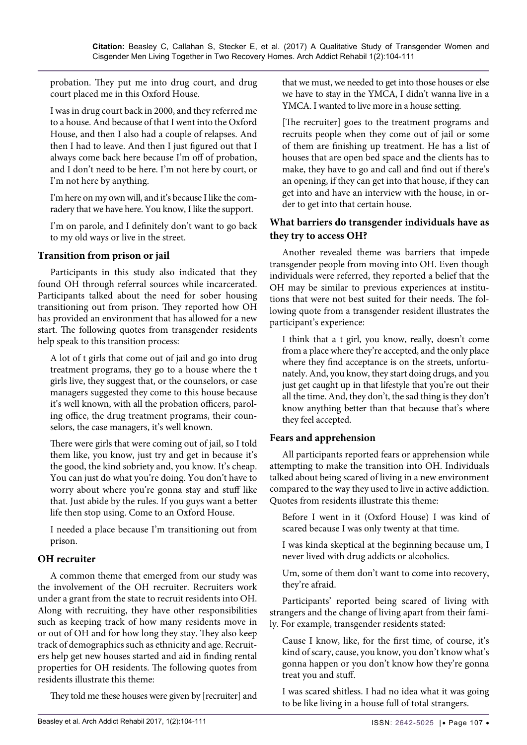probation. They put me into drug court, and drug court placed me in this Oxford House.

I was in drug court back in 2000, and they referred me to a house. And because of that I went into the Oxford House, and then I also had a couple of relapses. And then I had to leave. And then I just figured out that I always come back here because I'm off of probation, and I don't need to be here. I'm not here by court, or I'm not here by anything.

I'm here on my own will, and it's because I like the comradery that we have here. You know, I like the support.

I'm on parole, and I definitely don't want to go back to my old ways or live in the street.

### Transition from prison or jail

Participants in this study also indicated that they found OH through referral sources while incarcerated. Participants talked about the need for sober housing transitioning out from prison. They reported how OH has provided an environment that has allowed for a new start. The following quotes from transgender residents help speak to this transition process:

A lot of t girls that come out of jail and go into drug treatment programs, they go to a house where the t girls live, they suggest that, or the counselors, or case managers suggested they come to this house because it's well known, with all the probation officers, paroling office, the drug treatment programs, their counselors, the case managers, it's well known.

There were girls that were coming out of jail, so I told them like, you know, just try and get in because it's the good, the kind sobriety and, you know. It's cheap. You can just do what you're doing. You don't have to worry about where you're gonna stay and stuff like that. Just abide by the rules. If you guys want a better life then stop using. Come to an Oxford House.

I needed a place because I'm transitioning out from prison.

### OH recruiter

A common theme that emerged from our study was the involvement of the OH recruiter. Recruiters work under a grant from the state to recruit residents into OH. Along with recruiting, they have other responsibilities such as keeping track of how many residents move in or out of OH and for how long they stay. They also keep track of demographics such as ethnicity and age. Recruiters help get new houses started and aid in finding rental properties for OH residents. The following quotes from residents illustrate this theme:

They told me these houses were given by [recruiter] and that we must, we needed to get into those houses or else we have to stay in the YMCA, I didn't wanna live in a YMCA. I wanted to live more in a house setting.

[The recruiter] goes to the treatment programs and recruits people when they come out of jail or some of them are finishing up treatment. He has a list of houses that are open bed space and the clients has to make, they have to go and call and find out if there's an opening, if they can get into that house, if they can get into and have an interview with the house, in order to get into that certain house.

### What barriers do transgender individuals have as they try to access OH?

Another revealed theme was barriers that impede transgender people from moving into OH. Even though individuals were referred, they reported a belief that the OH may be similar to previous experiences at institutions that were not best suited for their needs. The following quote from a transgender resident illustrates the participant's experience:

I think that a t girl, you know, really, doesn't come from a place where they're accepted, and the only place where they find acceptance is on the streets, unfortunately. And, you know, they start doing drugs, and you just get caught up in that lifestyle that you're out their all the time. And, they don't, the sad thing is they don't know anything better than that because that's where they feel accepted.

### Fears and apprehension

All participants reported fears or apprehension while attempting to make the transition into OH. Individuals talked about being scared of living in a new environment compared to the way they used to live in active addiction. Quotes from residents illustrate this theme:

Before I went in it (Oxford House) I was kind of scared because I was only twenty at that time.

I was kinda skeptical at the beginning because um, I never lived with drug addicts or alcoholics.

Um, some of them don't want to come into recovery, they're afraid.

Participants' reported being scared of living with strangers and the change of living apart from their family. For example, transgender residents stated:

Cause I know, like, for the first time, of course, it's kind of scary, cause, you know, you don't know what's gonna happen or you don't know how they're gonna treat you and stuff.

I was scared shitless. I had no idea what it was going to be like living in a house full of total strangers.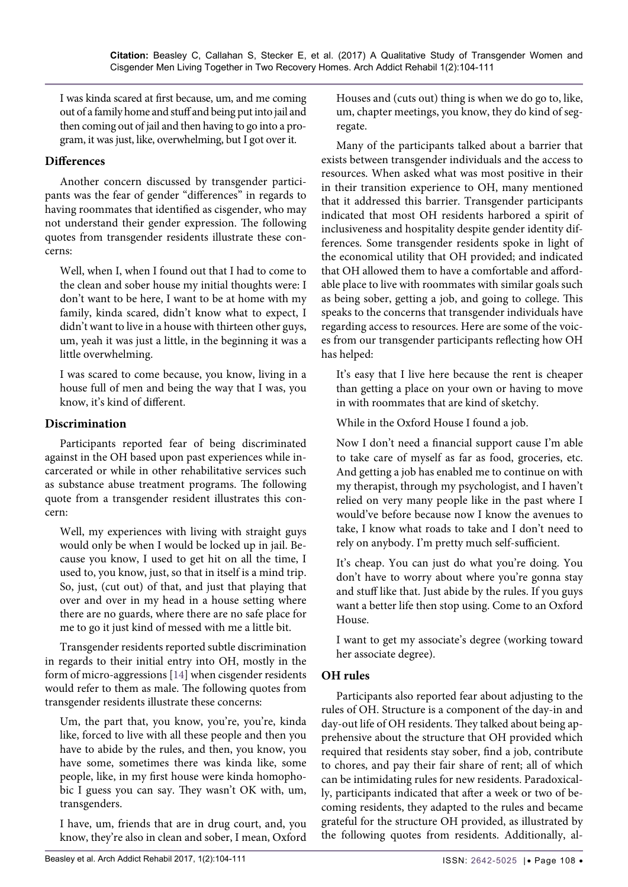I was kinda scared at first because, um, and me coming out of a family home and stuff and being put into jail and then coming out of jail and then having to go into a program, it was just, like, overwhelming, but I got over it.

### Differences

Another concern discussed by transgender participants was the fear of gender "differences" in regards to having roommates that identified as cisgender, who may not understand their gender expression. The following quotes from transgender residents illustrate these concerns:

Well, when I, when I found out that I had to come to the clean and sober house my initial thoughts were: I don't want to be here, I want to be at home with my family, kinda scared, didn't know what to expect, I didn't want to live in a house with thirteen other guys, um, yeah it was just a little, in the beginning it was a little overwhelming.

I was scared to come because, you know, living in a house full of men and being the way that I was, you know, it's kind of different.

### Discrimination

Participants reported fear of being discriminated against in the OH based upon past experiences while incarcerated or while in other rehabilitative services such as substance abuse treatment programs. The following quote from a transgender resident illustrates this concern:

Well, my experiences with living with straight guys would only be when I would be locked up in jail. Because you know, I used to get hit on all the time, I used to, you know, just, so that in itself is a mind trip. So, just, (cut out) of that, and just that playing that over and over in my head in a house setting where there are no guards, where there are no safe place for me to go it just kind of messed with me a little bit.

Transgender residents reported subtle discrimination in regards to their initial entry into OH, mostly in the form of micro-aggressions [14] when cisgender residents would refer to them as male. The following quotes from transgender residents illustrate these concerns:

Um, the part that, you know, you're, you're, kinda like, forced to live with all these people and then you have to abide by the rules, and then, you know, you have some, sometimes there was kinda like, some people, like, in my first house were kinda homophobic I guess you can say. They wasn't OK with, um, transgenders.

I have, um, friends that are in drug court, and, you know, they're also in clean and sober, I mean, Oxford Houses and (cuts out) thing is when we do go to, like, um, chapter meetings, you know, they do kind of segregate.

Many of the participants talked about a barrier that exists between transgender individuals and the access to resources. When asked what was most positive in their in their transition experience to OH, many mentioned that it addressed this barrier. Transgender participants indicated that most OH residents harbored a spirit of inclusiveness and hospitality despite gender identity differences. Some transgender residents spoke in light of the economical utility that OH provided; and indicated that OH allowed them to have a comfortable and affordable place to live with roommates with similar goals such as being sober, getting a job, and going to college. This speaks to the concerns that transgender individuals have regarding access to resources. Here are some of the voices from our transgender participants reflecting how OH has helped:

It's easy that I live here because the rent is cheaper than getting a place on your own or having to move in with roommates that are kind of sketchy.

While in the Oxford House I found a job.

Now I don't need a financial support cause I'm able to take care of myself as far as food, groceries, etc. And getting a job has enabled me to continue on with my therapist, through my psychologist, and I haven't relied on very many people like in the past where I would've before because now I know the avenues to take, I know what roads to take and I don't need to rely on anybody. I'm pretty much self-sufficient.

It's cheap. You can just do what you're doing. You don't have to worry about where you're gonna stay and stuff like that. Just abide by the rules. If you guys want a better life then stop using. Come to an Oxford House.

I want to get my associate's degree (working toward her associate degree).

### OH rules

Participants also reported fear about adjusting to the rules of OH. Structure is a component of the day-in and day-out life of OH residents. They talked about being apprehensive about the structure that OH provided which required that residents stay sober, find a job, contribute to chores, and pay their fair share of rent; all of which can be intimidating rules for new residents. Paradoxically, participants indicated that after a week or two of becoming residents, they adapted to the rules and became grateful for the structure OH provided, as illustrated by the following quotes from residents. Additionally, al-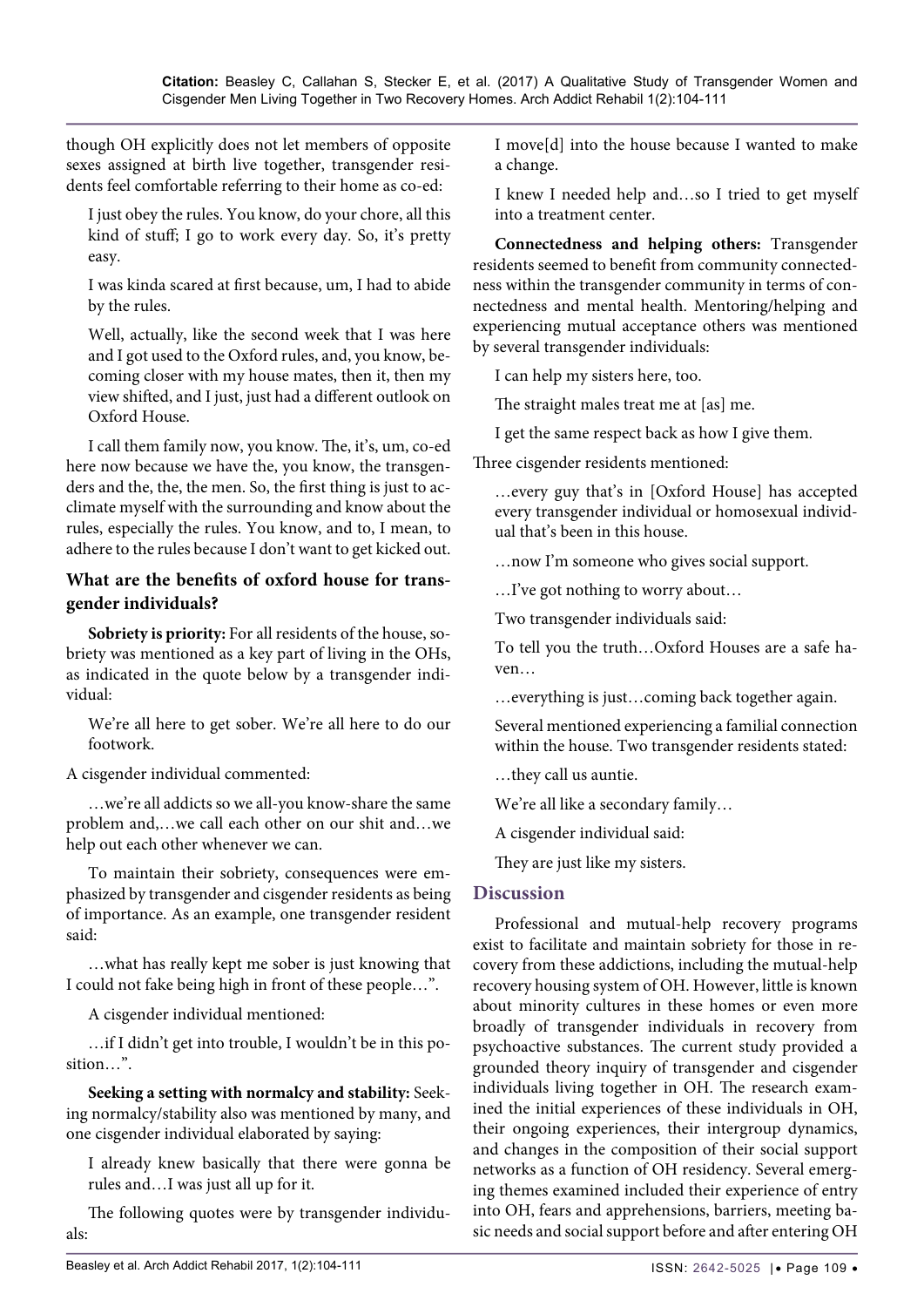though OH explicitly does not let members of opposite sexes assigned at birth live together, transgender residents feel comfortable referring to their home as co-ed:

I just obey the rules. You know, do your chore, all this kind of stuff; I go to work every day. So, it's pretty easy.

I was kinda scared at first because, um, I had to abide by the rules.

Well, actually, like the second week that I was here and I got used to the Oxford rules, and, you know, becoming closer with my house mates, then it, then my view shifted, and I just, just had a different outlook on Oxford House.

I call them family now, you know. The, it's, um, co-ed here now because we have the, you know, the transgenders and the, the, the men. So, the first thing is just to acclimate myself with the surrounding and know about the rules, especially the rules. You know, and to, I mean, to adhere to the rules because I don't want to get kicked out.

### What are the benefits of oxford house for transgender individuals?

**Sobriety is priority:** For all residents of the house, sobriety was mentioned as a key part of living in the OHs, as indicated in the quote below by a transgender individual:

We're all here to get sober. We're all here to do our footwork.

A cisgender individual commented:

…we're all addicts so we all-you know-share the same problem and,…we call each other on our shit and…we help out each other whenever we can.

To maintain their sobriety, consequences were emphasized by transgender and cisgender residents as being of importance. As an example, one transgender resident said:

…what has really kept me sober is just knowing that I could not fake being high in front of these people…".

A cisgender individual mentioned:

…if I didn't get into trouble, I wouldn't be in this position…".

**Seeking a setting with normalcy and stability:** Seeking normalcy/stability also was mentioned by many, and one cisgender individual elaborated by saying:

I already knew basically that there were gonna be rules and…I was just all up for it.

The following quotes were by transgender individuals:

I move[d] into the house because I wanted to make a change.

I knew I needed help and…so I tried to get myself into a treatment center.

**Connectedness and helping others:** Transgender residents seemed to benefit from community connectedness within the transgender community in terms of connectedness and mental health. Mentoring/helping and experiencing mutual acceptance others was mentioned by several transgender individuals:

I can help my sisters here, too.

The straight males treat me at [as] me.

I get the same respect back as how I give them.

Three cisgender residents mentioned:

…every guy that's in [Oxford House] has accepted every transgender individual or homosexual individual that's been in this house.

…now I'm someone who gives social support.

…I've got nothing to worry about…

Two transgender individuals said:

To tell you the truth…Oxford Houses are a safe haven…

…everything is just…coming back together again.

Several mentioned experiencing a familial connection within the house. Two transgender residents stated:

…they call us auntie.

We're all like a secondary family…

A cisgender individual said:

They are just like my sisters.

## Discussion

Professional and mutual-help recovery programs exist to facilitate and maintain sobriety for those in recovery from these addictions, including the mutual-help recovery housing system of OH. However, little is known about minority cultures in these homes or even more broadly of transgender individuals in recovery from psychoactive substances. The current study provided a grounded theory inquiry of transgender and cisgender individuals living together in OH. The research examined the initial experiences of these individuals in OH, their ongoing experiences, their intergroup dynamics, and changes in the composition of their social support networks as a function of OH residency. Several emerging themes examined included their experience of entry into OH, fears and apprehensions, barriers, meeting basic needs and social support before and after entering OH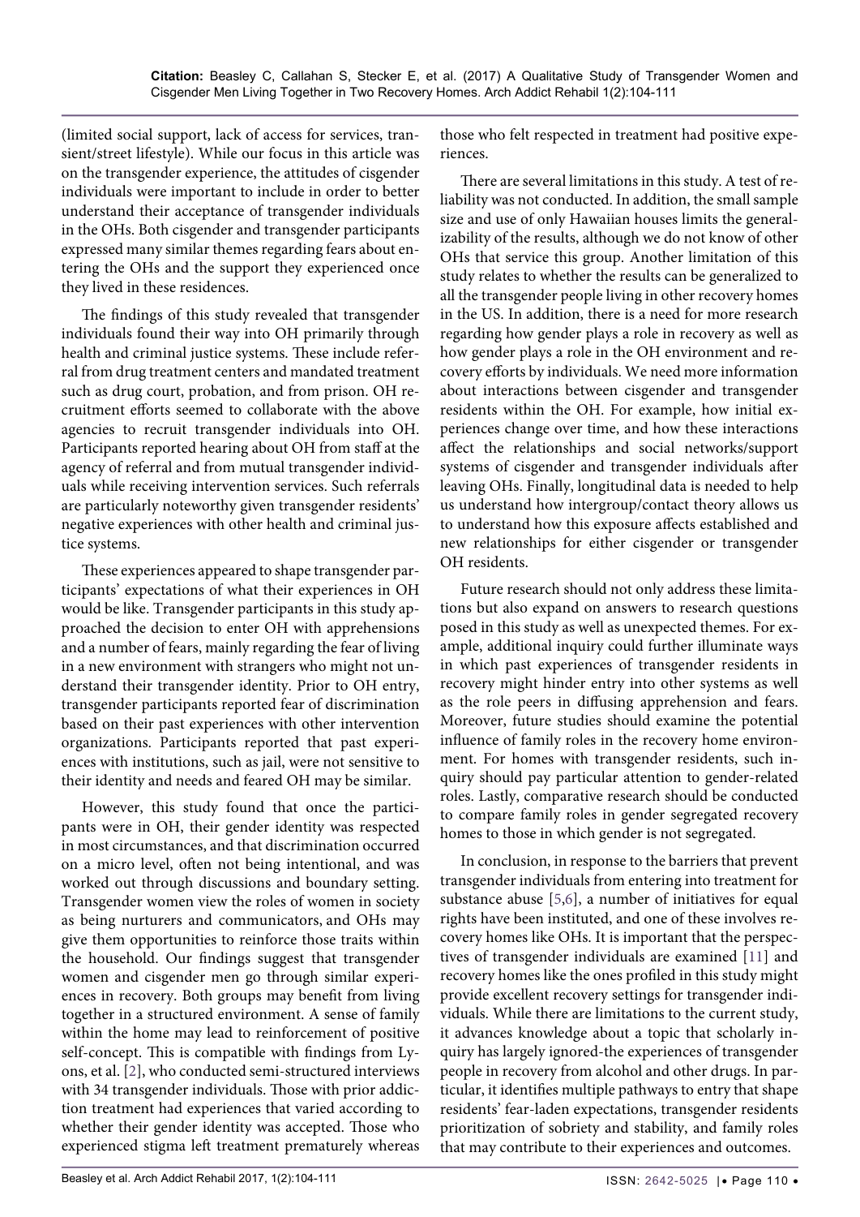(limited social support, lack of access for services, transient/street lifestyle). While our focus in this article was on the transgender experience, the attitudes of cisgender individuals were important to include in order to better understand their acceptance of transgender individuals in the OHs. Both cisgender and transgender participants expressed many similar themes regarding fears about entering the OHs and the support they experienced once they lived in these residences.

The findings of this study revealed that transgender individuals found their way into OH primarily through health and criminal justice systems. These include referral from drug treatment centers and mandated treatment such as drug court, probation, and from prison. OH recruitment efforts seemed to collaborate with the above agencies to recruit transgender individuals into OH. Participants reported hearing about OH from staff at the agency of referral and from mutual transgender individuals while receiving intervention services. Such referrals are particularly noteworthy given transgender residents' negative experiences with other health and criminal justice systems.

These experiences appeared to shape transgender participants' expectations of what their experiences in OH would be like. Transgender participants in this study approached the decision to enter OH with apprehensions and a number of fears, mainly regarding the fear of living in a new environment with strangers who might not understand their transgender identity. Prior to OH entry, transgender participants reported fear of discrimination based on their past experiences with other intervention organizations. Participants reported that past experiences with institutions, such as jail, were not sensitive to their identity and needs and feared OH may be similar.

However, this study found that once the participants were in OH, their gender identity was respected in most circumstances, and that discrimination occurred on a micro level, often not being intentional, and was worked out through discussions and boundary setting. Transgender women view the roles of women in society as being nurturers and communicators, and OHs may give them opportunities to reinforce those traits within the household. Our findings suggest that transgender women and cisgender men go through similar experiences in recovery. Both groups may benefit from living together in a structured environment. A sense of family within the home may lead to reinforcement of positive self-concept. This is compatible with findings from Lyons, et al. [2], who conducted semi-structured interviews with 34 transgender individuals. Those with prior addiction treatment had experiences that varied according to whether their gender identity was accepted. Those who experienced stigma left treatment prematurely whereas those who felt respected in treatment had positive experiences.

There are several limitations in this study. A test of reliability was not conducted. In addition, the small sample size and use of only Hawaiian houses limits the generalizability of the results, although we do not know of other OHs that service this group. Another limitation of this study relates to whether the results can be generalized to all the transgender people living in other recovery homes in the US. In addition, there is a need for more research regarding how gender plays a role in recovery as well as how gender plays a role in the OH environment and recovery efforts by individuals. We need more information about interactions between cisgender and transgender residents within the OH. For example, how initial experiences change over time, and how these interactions affect the relationships and social networks/support systems of cisgender and transgender individuals after leaving OHs. Finally, longitudinal data is needed to help us understand how intergroup/contact theory allows us to understand how this exposure affects established and new relationships for either cisgender or transgender OH residents.

Future research should not only address these limitations but also expand on answers to research questions posed in this study as well as unexpected themes. For example, additional inquiry could further illuminate ways in which past experiences of transgender residents in recovery might hinder entry into other systems as well as the role peers in diffusing apprehension and fears. Moreover, future studies should examine the potential influence of family roles in the recovery home environment. For homes with transgender residents, such inquiry should pay particular attention to gender-related roles. Lastly, comparative research should be conducted to compare family roles in gender segregated recovery homes to those in which gender is not segregated.

In conclusion, in response to the barriers that prevent transgender individuals from entering into treatment for substance abuse [5,6], a number of initiatives for equal rights have been instituted, and one of these involves recovery homes like OHs. It is important that the perspectives of transgender individuals are examined [11] and recovery homes like the ones profiled in this study might provide excellent recovery settings for transgender individuals. While there are limitations to the current study, it advances knowledge about a topic that scholarly inquiry has largely ignored-the experiences of transgender people in recovery from alcohol and other drugs. In particular, it identifies multiple pathways to entry that shape residents' fear-laden expectations, transgender residents prioritization of sobriety and stability, and family roles that may contribute to their experiences and outcomes.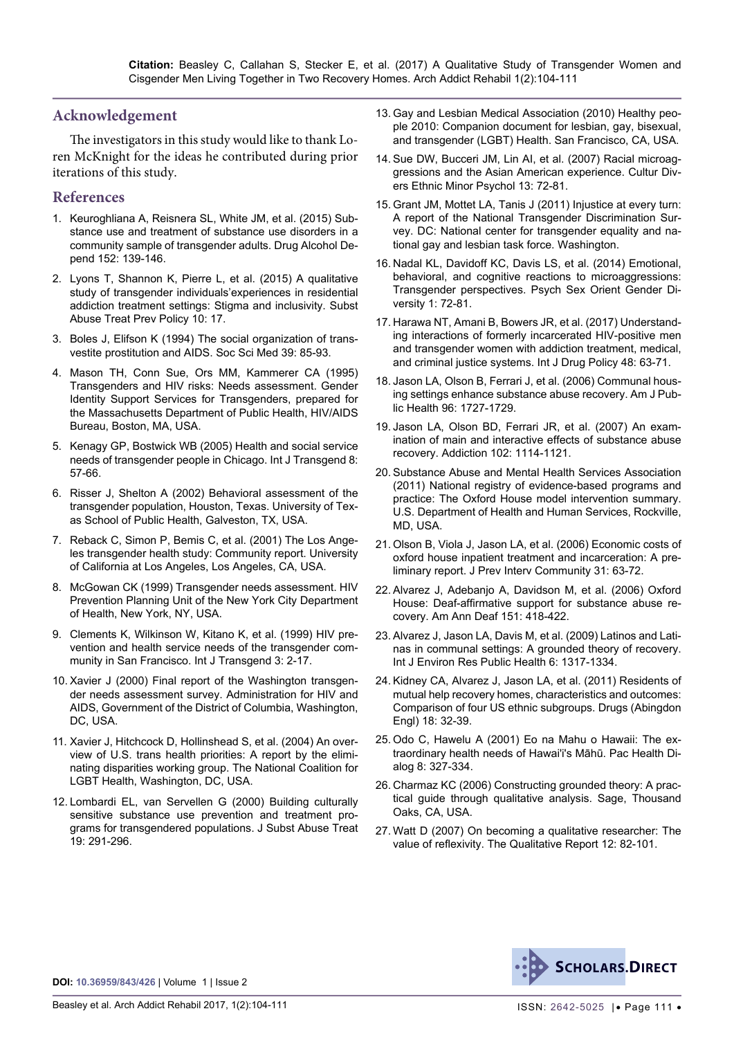## Acknowledgement

The investigators in this study would like to thank Loren McKnight for the ideas he contributed during prior iterations of this study.

## References

1. Keuroghliana A, Reisnera SL, White JM, et al. (2015) Substance use and treatment of substance use disorders in a community sample of transgender adults. Drug Alcohol Depend 152: 139-146.
2. Lyons T, Shannon K, Pierre L, et al. (2015) A qualitative study of transgender individuals'experiences in residential addiction treatment settings: Stigma and inclusivity. Subst Abuse Treat Prev Policy 10: 17.
3. Boles J, Elifson K (1994) The social organization of transvestite prostitution and AIDS. Soc Sci Med 39: 85-93.
4. Mason TH, Conn Sue, Ors MM, Kammerer CA (1995) Transgenders and HIV risks: Needs assessment. Gender Identity Support Services for Transgenders, prepared for the Massachusetts Department of Public Health, HIV/AIDS Bureau, Boston, MA, USA.
5. Kenagy GP, Bostwick WB (2005) Health and social service needs of transgender people in Chicago. Int J Transgend 8: 57-66.
6. Risser J, Shelton A (2002) Behavioral assessment of the transgender population, Houston, Texas. University of Texas School of Public Health, Galveston, TX, USA.
7. Reback C, Simon P, Bemis C, et al. (2001) The Los Angeles transgender health study: Community report. University of California at Los Angeles, Los Angeles, CA, USA.
8. McGowan CK (1999) Transgender needs assessment. HIV Prevention Planning Unit of the New York City Department of Health, New York, NY, USA.
9. Clements K, Wilkinson W, Kitano K, et al. (1999) HIV prevention and health service needs of the transgender community in San Francisco. Int J Transgend 3: 2-17.
10. Xavier J (2000) Final report of the Washington transgender needs assessment survey. Administration for HIV and AIDS, Government of the District of Columbia, Washington, DC, USA.
11. Xavier J, Hitchcock D, Hollinshead S, et al. (2004) An overview of U.S. trans health priorities: A report by the eliminating disparities working group. The National Coalition for LGBT Health, Washington, DC, USA.
12. Lombardi EL, van Servellen G (2000) Building culturally sensitive substance use prevention and treatment programs for transgendered populations. J Subst Abuse Treat 19: 291-296.
13. Gay and Lesbian Medical Association (2010) Healthy people 2010: Companion document for lesbian, gay, bisexual, and transgender (LGBT) Health. San Francisco, CA, USA.
14. Sue DW, Bucceri JM, Lin AI, et al. (2007) Racial microaggressions and the Asian American experience. Cultur Divers Ethnic Minor Psychol 13: 72-81.
15. Grant JM, Mottet LA, Tanis J (2011) Injustice at every turn: A report of the National Transgender Discrimination Survey. DC: National center for transgender equality and national gay and lesbian task force. Washington.
16. Nadal KL, Davidoff KC, Davis LS, et al. (2014) Emotional, behavioral, and cognitive reactions to microaggressions: Transgender perspectives. Psych Sex Orient Gender Diversity 1: 72-81.
17. Harawa NT, Amani B, Bowers JR, et al. (2017) Understanding interactions of formerly incarcerated HIV-positive men and transgender women with addiction treatment, medical, and criminal justice systems. Int J Drug Policy 48: 63-71.
18. Jason LA, Olson B, Ferrari J, et al. (2006) Communal housing settings enhance substance abuse recovery. Am J Public Health 96: 1727-1729.
19. Jason LA, Olson BD, Ferrari JR, et al. (2007) An examination of main and interactive effects of substance abuse recovery. Addiction 102: 1114-1121.
20. Substance Abuse and Mental Health Services Association (2011) National registry of evidence-based programs and practice: The Oxford House model intervention summary. U.S. Department of Health and Human Services, Rockville, MD, USA.
21. Olson B, Viola J, Jason LA, et al. (2006) Economic costs of oxford house inpatient treatment and incarceration: A preliminary report. J Prev Interv Community 31: 63-72.
22. Alvarez J, Adebanjo A, Davidson M, et al. (2006) Oxford House: Deaf-affirmative support for substance abuse recovery. Am Ann Deaf 151: 418-422.
23. Alvarez J, Jason LA, Davis M, et al. (2009) Latinos and Latinas in communal settings: A grounded theory of recovery. Int J Environ Res Public Health 6: 1317-1334.
24. Kidney CA, Alvarez J, Jason LA, et al. (2011) Residents of mutual help recovery homes, characteristics and outcomes: Comparison of four US ethnic subgroups. Drugs (Abingdon Engl) 18: 32-39.
25. Odo C, Hawelu A (2001) Eo na Mahu o Hawaii: The extraordinary health needs of Hawai'i's Māhū. Pac Health Dialog 8: 327-334.
26. Charmaz KC (2006) Constructing grounded theory: A practical guide through qualitative analysis. Sage, Thousand Oaks, CA, USA.
27. Watt D (2007) On becoming a qualitative researcher: The value of reflexivity. The Qualitative Report 12: 82-101.